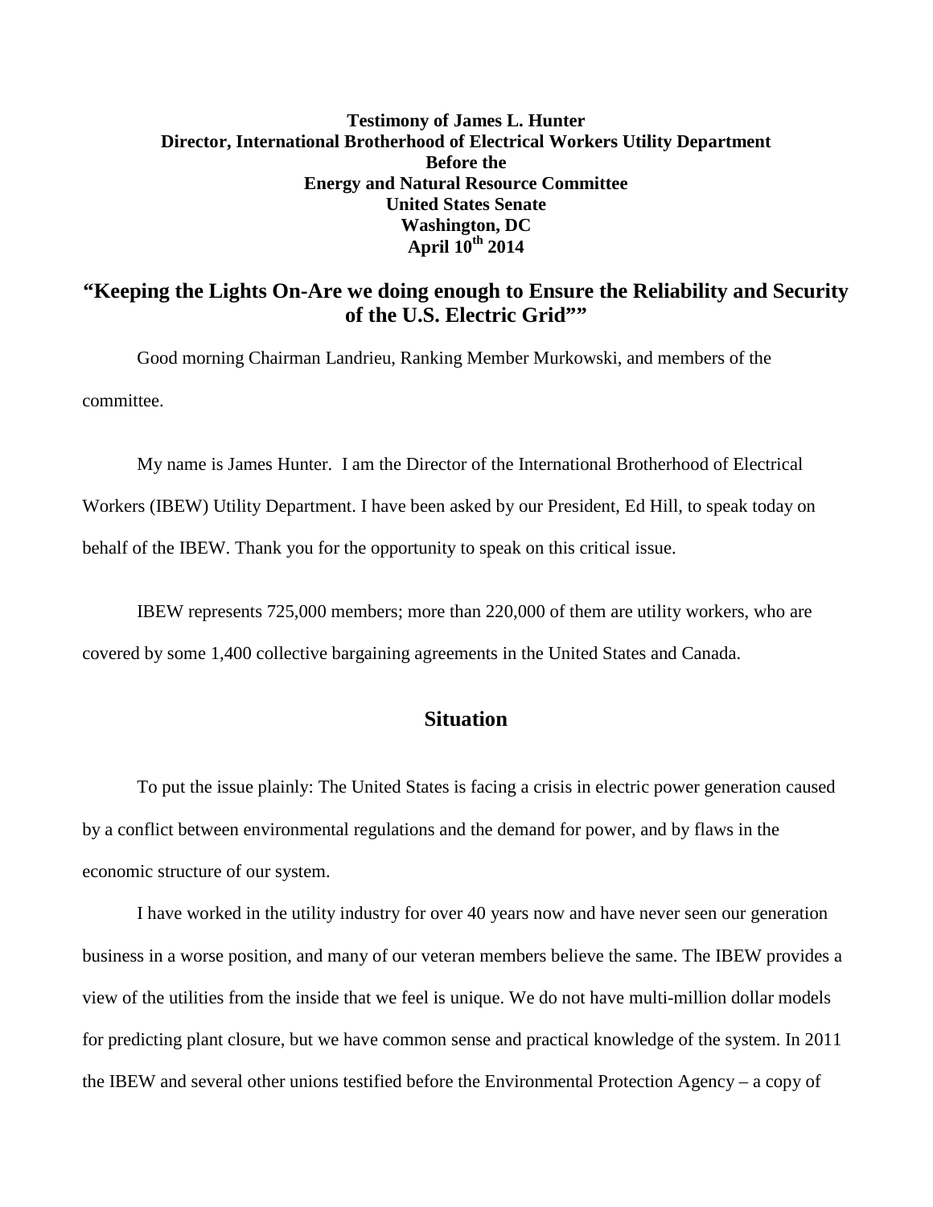**Testimony of James L. Hunter**
**Director, International Brotherhood of Electrical Workers Utility Department**
**Before the**
**Energy and Natural Resource Committee**
**United States Senate**
**Washington, DC**
**April 10th 2014**

# "Keeping the Lights On-Are we doing enough to Ensure the Reliability and Security of the U.S. Electric Grid""

Good morning Chairman Landrieu, Ranking Member Murkowski, and members of the committee.

My name is James Hunter. I am the Director of the International Brotherhood of Electrical Workers (IBEW) Utility Department. I have been asked by our President, Ed Hill, to speak today on behalf of the IBEW. Thank you for the opportunity to speak on this critical issue.

IBEW represents 725,000 members; more than 220,000 of them are utility workers, who are covered by some 1,400 collective bargaining agreements in the United States and Canada.

## Situation

To put the issue plainly: The United States is facing a crisis in electric power generation caused by a conflict between environmental regulations and the demand for power, and by flaws in the economic structure of our system.

I have worked in the utility industry for over 40 years now and have never seen our generation business in a worse position, and many of our veteran members believe the same. The IBEW provides a view of the utilities from the inside that we feel is unique. We do not have multi-million dollar models for predicting plant closure, but we have common sense and practical knowledge of the system. In 2011 the IBEW and several other unions testified before the Environmental Protection Agency – a copy of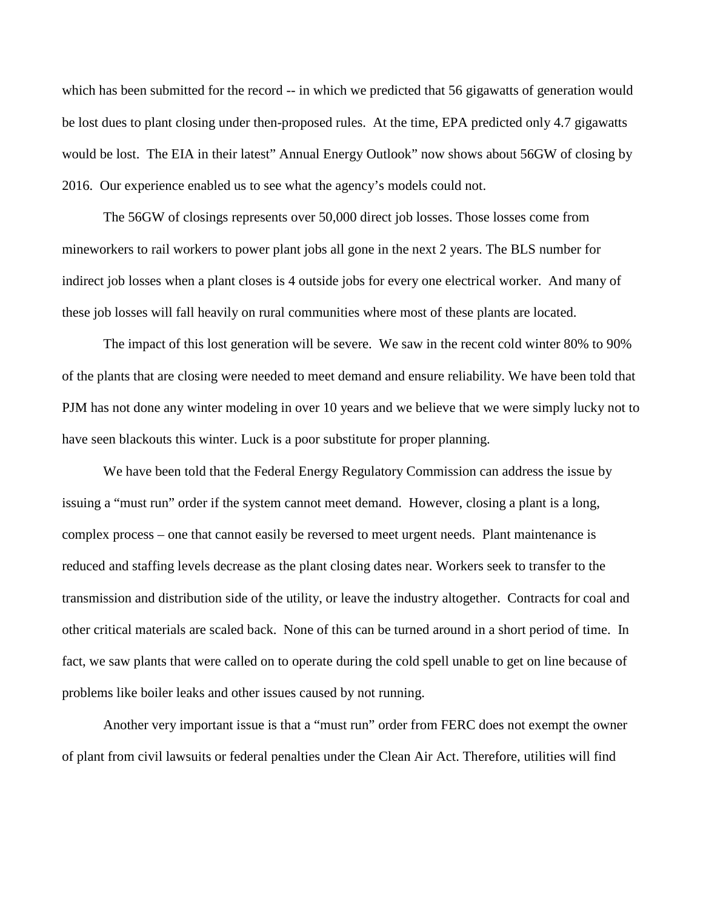which has been submitted for the record -- in which we predicted that 56 gigawatts of generation would be lost dues to plant closing under then-proposed rules. At the time, EPA predicted only 4.7 gigawatts would be lost. The EIA in their latest" Annual Energy Outlook" now shows about 56GW of closing by 2016. Our experience enabled us to see what the agency's models could not.

The 56GW of closings represents over 50,000 direct job losses. Those losses come from mineworkers to rail workers to power plant jobs all gone in the next 2 years. The BLS number for indirect job losses when a plant closes is 4 outside jobs for every one electrical worker. And many of these job losses will fall heavily on rural communities where most of these plants are located.

The impact of this lost generation will be severe. We saw in the recent cold winter 80% to 90% of the plants that are closing were needed to meet demand and ensure reliability. We have been told that PJM has not done any winter modeling in over 10 years and we believe that we were simply lucky not to have seen blackouts this winter. Luck is a poor substitute for proper planning.

We have been told that the Federal Energy Regulatory Commission can address the issue by issuing a "must run" order if the system cannot meet demand. However, closing a plant is a long, complex process – one that cannot easily be reversed to meet urgent needs. Plant maintenance is reduced and staffing levels decrease as the plant closing dates near. Workers seek to transfer to the transmission and distribution side of the utility, or leave the industry altogether. Contracts for coal and other critical materials are scaled back. None of this can be turned around in a short period of time. In fact, we saw plants that were called on to operate during the cold spell unable to get on line because of problems like boiler leaks and other issues caused by not running.

Another very important issue is that a "must run" order from FERC does not exempt the owner of plant from civil lawsuits or federal penalties under the Clean Air Act. Therefore, utilities will find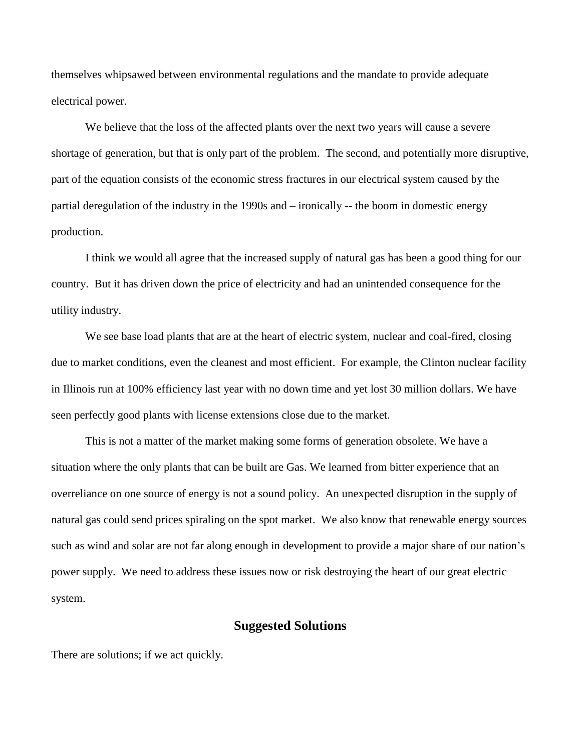themselves whipsawed between environmental regulations and the mandate to provide adequate electrical power.

We believe that the loss of the affected plants over the next two years will cause a severe shortage of generation, but that is only part of the problem. The second, and potentially more disruptive, part of the equation consists of the economic stress fractures in our electrical system caused by the partial deregulation of the industry in the 1990s and – ironically -- the boom in domestic energy production.

I think we would all agree that the increased supply of natural gas has been a good thing for our country. But it has driven down the price of electricity and had an unintended consequence for the utility industry.

We see base load plants that are at the heart of electric system, nuclear and coal-fired, closing due to market conditions, even the cleanest and most efficient. For example, the Clinton nuclear facility in Illinois run at 100% efficiency last year with no down time and yet lost 30 million dollars. We have seen perfectly good plants with license extensions close due to the market.

This is not a matter of the market making some forms of generation obsolete. We have a situation where the only plants that can be built are Gas. We learned from bitter experience that an overreliance on one source of energy is not a sound policy. An unexpected disruption in the supply of natural gas could send prices spiraling on the spot market. We also know that renewable energy sources such as wind and solar are not far along enough in development to provide a major share of our nation's power supply. We need to address these issues now or risk destroying the heart of our great electric system.

## Suggested Solutions

There are solutions; if we act quickly.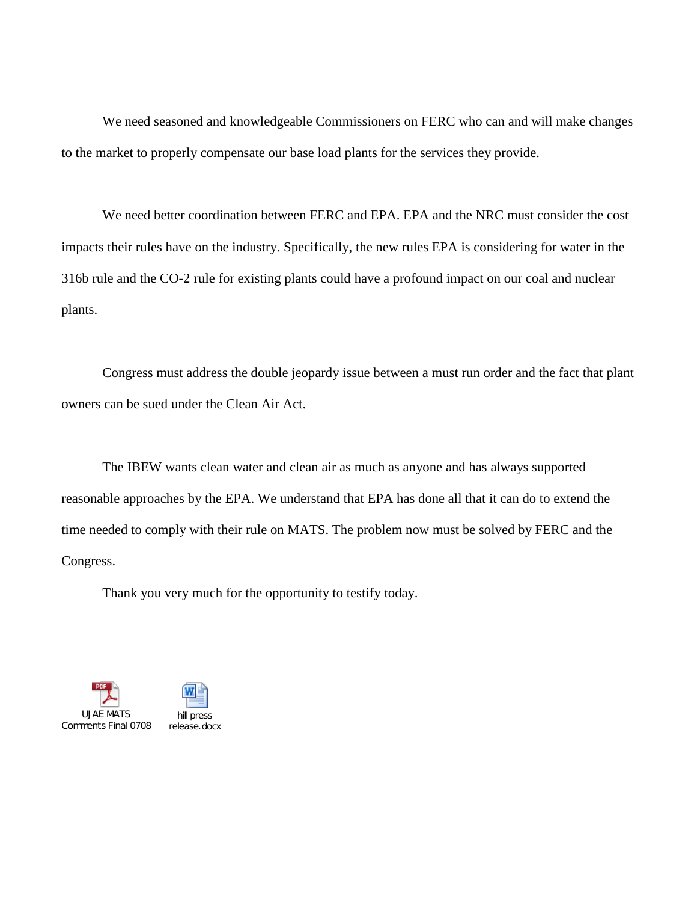We need seasoned and knowledgeable Commissioners on FERC who can and will make changes to the market to properly compensate our base load plants for the services they provide.

We need better coordination between FERC and EPA. EPA and the NRC must consider the cost impacts their rules have on the industry. Specifically, the new rules EPA is considering for water in the 316b rule and the CO-2 rule for existing plants could have a profound impact on our coal and nuclear plants.

Congress must address the double jeopardy issue between a must run order and the fact that plant owners can be sued under the Clean Air Act.

The IBEW wants clean water and clean air as much as anyone and has always supported reasonable approaches by the EPA. We understand that EPA has done all that it can do to extend the time needed to comply with their rule on MATS. The problem now must be solved by FERC and the Congress.

Thank you very much for the opportunity to testify today.

UJAE MATS Comments Final 0708

hill press release.docx